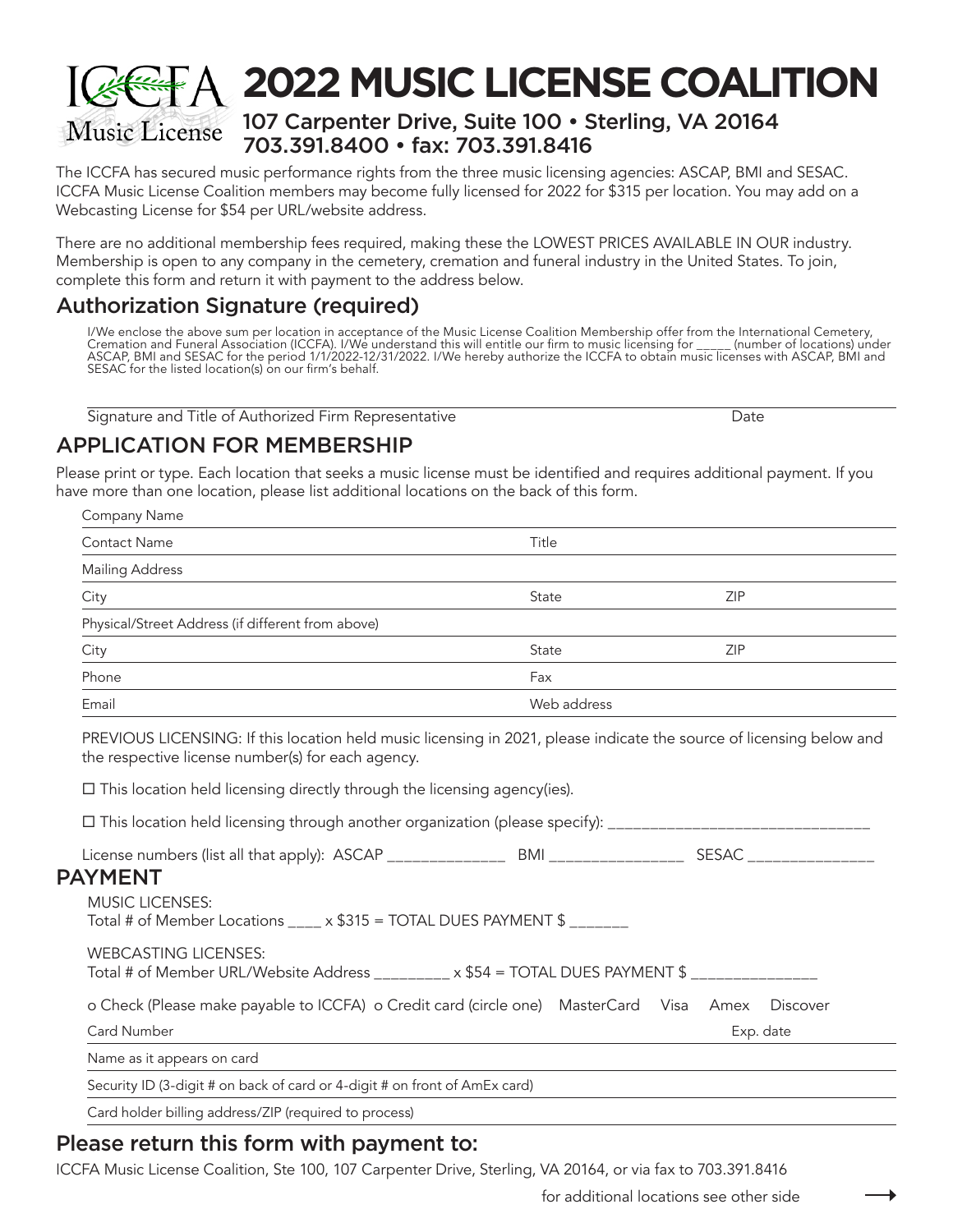ICCFA Music License

# 2022 MUSIC LICENSE COALITION

## 107 Carpenter Drive, Suite 100 • Sterling, VA 20164
## 703.391.8400 • fax: 703.391.8416

The ICCFA has secured music performance rights from the three music licensing agencies: ASCAP, BMI and SESAC. ICCFA Music License Coalition members may become fully licensed for 2022 for $315 per location. You may add on a Webcasting License for $54 per URL/website address.

There are no additional membership fees required, making these the LOWEST PRICES AVAILABLE IN OUR industry. Membership is open to any company in the cemetery, cremation and funeral industry in the United States. To join, complete this form and return it with payment to the address below.

## Authorization Signature (required)

I/We enclose the above sum per location in acceptance of the Music License Coalition Membership offer from the International Cemetery, Cremation and Funeral Association (ICCFA). I/We understand this will entitle our firm to music licensing for _____ (number of locations) under ASCAP, BMI and SESAC for the period 1/1/2022-12/31/2022. I/We hereby authorize the ICCFA to obtain music licenses with ASCAP, BMI and SESAC for the listed location(s) on our firm's behalf.

Signature and Title of Authorized Firm Representative | Date

## APPLICATION FOR MEMBERSHIP

Please print or type. Each location that seeks a music license must be identified and requires additional payment. If you have more than one location, please list additional locations on the back of this form.

Company Name

Contact Name | Title

Mailing Address

City | State | ZIP

Physical/Street Address (if different from above)

City | State | ZIP

Phone | Fax

Email | Web address

PREVIOUS LICENSING: If this location held music licensing in 2021, please indicate the source of licensing below and the respective license number(s) for each agency.

☐ This location held licensing directly through the licensing agency(ies).

☐ This location held licensing through another organization (please specify): _______________________________

License numbers (list all that apply): ASCAP ______________ BMI ________________ SESAC _______________

## PAYMENT

MUSIC LICENSES:
Total # of Member Locations ____ x $315 = TOTAL DUES PAYMENT $ _______

WEBCASTING LICENSES:
Total # of Member URL/Website Address _________ x $54 = TOTAL DUES PAYMENT $ _______________

o Check (Please make payable to ICCFA) o Credit card (circle one) MasterCard Visa Amex Discover

Card Number | Exp. date

Name as it appears on card

Security ID (3-digit # on back of card or 4-digit # on front of AmEx card)

Card holder billing address/ZIP (required to process)

## Please return this form with payment to:

ICCFA Music License Coalition, Ste 100, 107 Carpenter Drive, Sterling, VA 20164, or via fax to 703.391.8416

for additional locations see other side →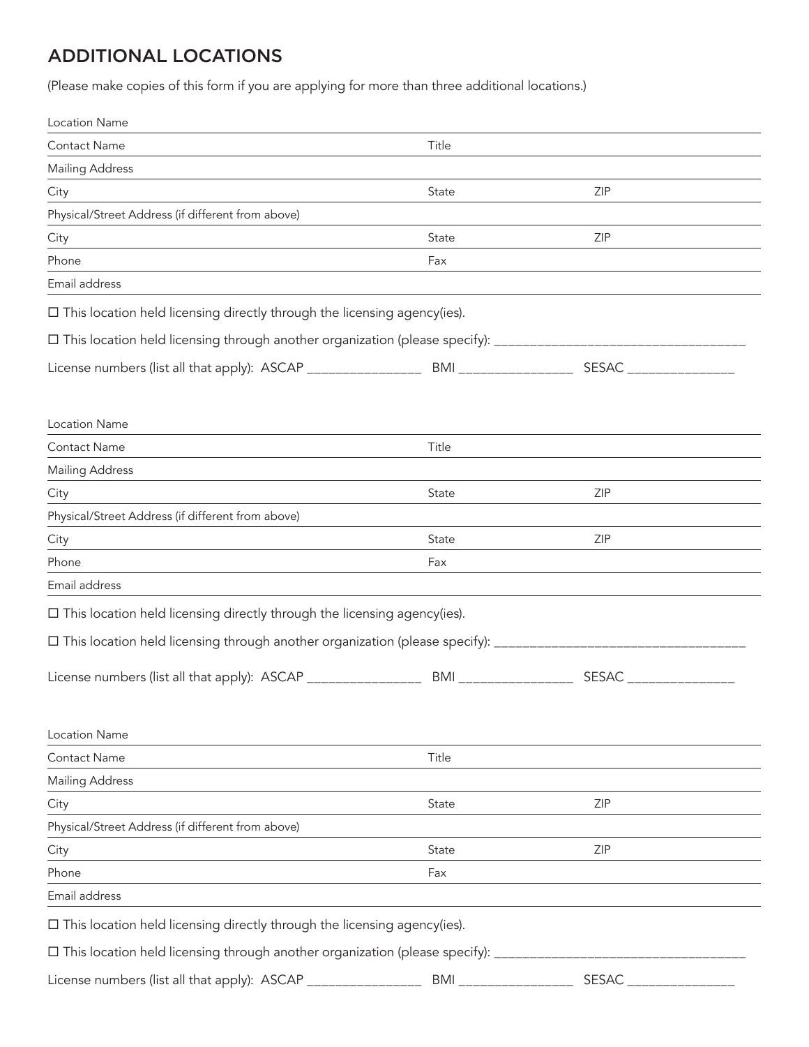## ADDITIONAL LOCATIONS

(Please make copies of this form if you are applying for more than three additional locations.)

Location Name

Contact Name Title

Mailing Address

City State ZIP

Physical/Street Address (if different from above)

City State ZIP

Phone Fax

Email address

☐ This location held licensing directly through the licensing agency(ies).

☐ This location held licensing through another organization (please specify): ___________________________________

License numbers (list all that apply): ASCAP ________________ BMI ________________ SESAC _______________

Location Name

Contact Name Title

Mailing Address

City State ZIP

Physical/Street Address (if different from above)

City State ZIP

Phone Fax

Email address

☐ This location held licensing directly through the licensing agency(ies).

☐ This location held licensing through another organization (please specify): ___________________________________

License numbers (list all that apply): ASCAP ________________ BMI ________________ SESAC _______________

Location Name

Contact Name Title

Mailing Address

City State ZIP

Physical/Street Address (if different from above)

City State ZIP

Phone Fax

Email address

☐ This location held licensing directly through the licensing agency(ies).

☐ This location held licensing through another organization (please specify): ___________________________________

License numbers (list all that apply): ASCAP ________________ BMI ________________ SESAC _______________